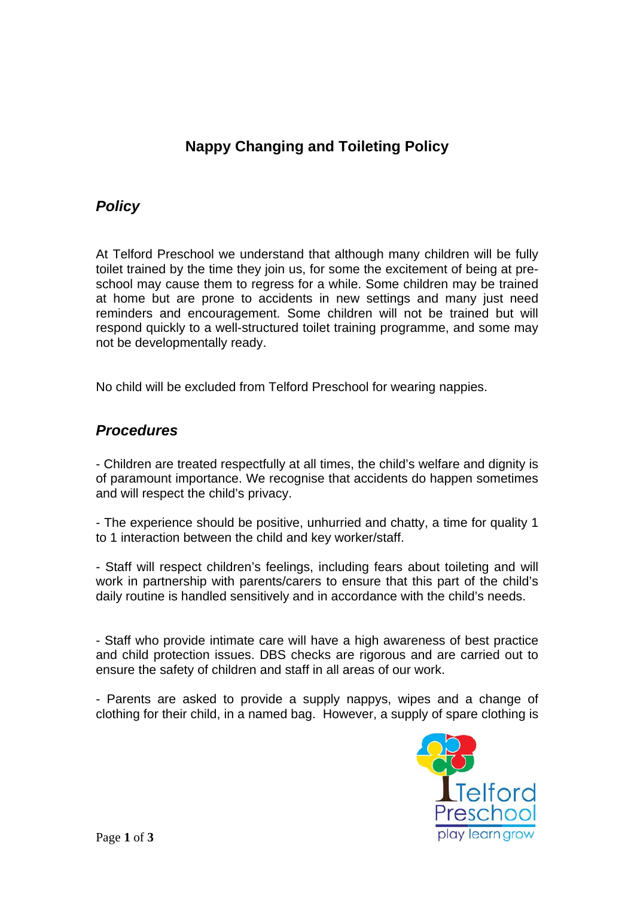# Nappy Changing and Toileting Policy

## *Policy*

At Telford Preschool we understand that although many children will be fully toilet trained by the time they join us, for some the excitement of being at pre-school may cause them to regress for a while. Some children may be trained at home but are prone to accidents in new settings and many just need reminders and encouragement. Some children will not be trained but will respond quickly to a well-structured toilet training programme, and some may not be developmentally ready.

No child will be excluded from Telford Preschool for wearing nappies.

## *Procedures*

- Children are treated respectfully at all times, the child's welfare and dignity is of paramount importance. We recognise that accidents do happen sometimes and will respect the child's privacy.

- The experience should be positive, unhurried and chatty, a time for quality 1 to 1 interaction between the child and key worker/staff.

- Staff will respect children's feelings, including fears about toileting and will work in partnership with parents/carers to ensure that this part of the child's daily routine is handled sensitively and in accordance with the child's needs.

- Staff who provide intimate care will have a high awareness of best practice and child protection issues. DBS checks are rigorous and are carried out to ensure the safety of children and staff in all areas of our work.

- Parents are asked to provide a supply nappys, wipes and a change of clothing for their child, in a named bag. However, a supply of spare clothing is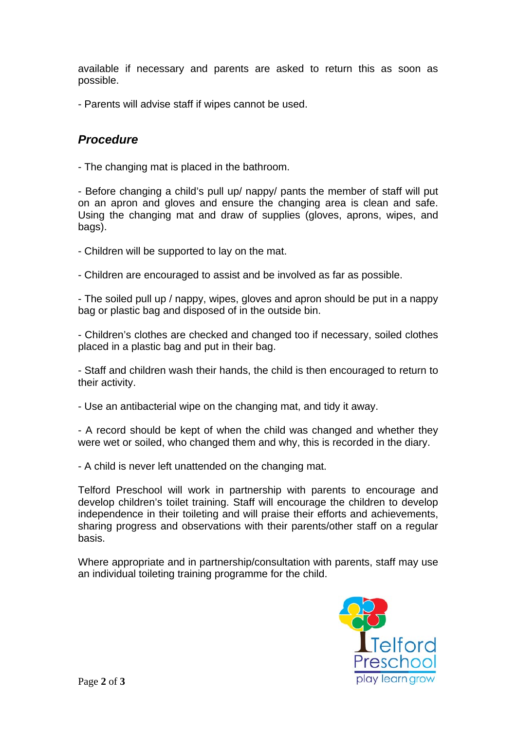available if necessary and parents are asked to return this as soon as possible.

- Parents will advise staff if wipes cannot be used.

## *Procedure*

- The changing mat is placed in the bathroom.

- Before changing a child's pull up/ nappy/ pants the member of staff will put on an apron and gloves and ensure the changing area is clean and safe. Using the changing mat and draw of supplies (gloves, aprons, wipes, and bags).

- Children will be supported to lay on the mat.

- Children are encouraged to assist and be involved as far as possible.

- The soiled pull up / nappy, wipes, gloves and apron should be put in a nappy bag or plastic bag and disposed of in the outside bin.

- Children's clothes are checked and changed too if necessary, soiled clothes placed in a plastic bag and put in their bag.

- Staff and children wash their hands, the child is then encouraged to return to their activity.

- Use an antibacterial wipe on the changing mat, and tidy it away.

- A record should be kept of when the child was changed and whether they were wet or soiled, who changed them and why, this is recorded in the diary.

- A child is never left unattended on the changing mat.

Telford Preschool will work in partnership with parents to encourage and develop children's toilet training. Staff will encourage the children to develop independence in their toileting and will praise their efforts and achievements, sharing progress and observations with their parents/other staff on a regular basis.

Where appropriate and in partnership/consultation with parents, staff may use an individual toileting training programme for the child.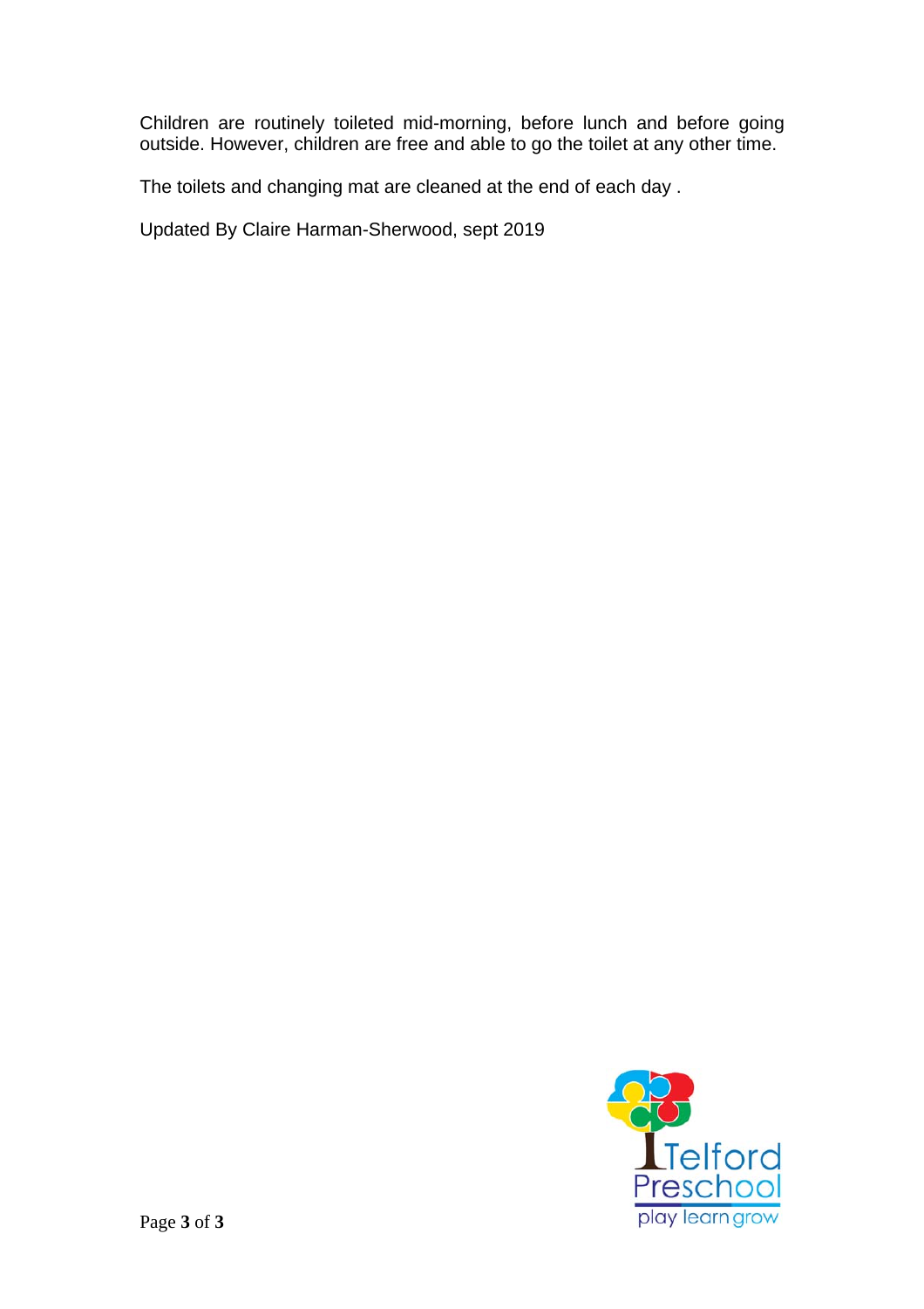Children are routinely toileted mid-morning, before lunch and before going outside. However, children are free and able to go the toilet at any other time.

The toilets and changing mat are cleaned at the end of each day .

Updated By Claire Harman-Sherwood, sept 2019